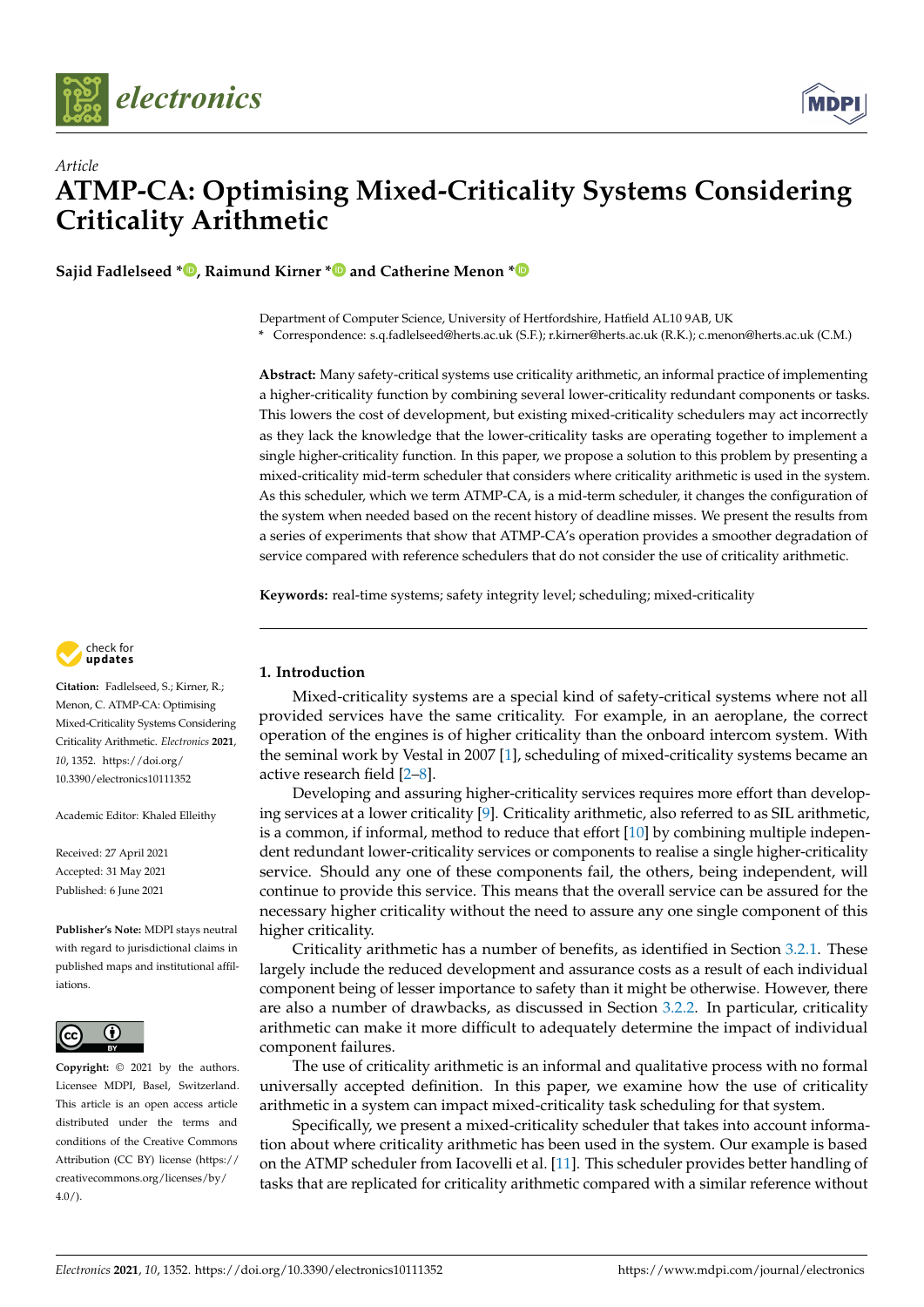*Article*

# ATMP-CA: Optimising Mixed-Criticality Systems Considering Criticality Arithmetic

**Sajid Fadlelseed \*, Raimund Kirner \* and Catherine Menon \***

Department of Computer Science, University of Hertfordshire, Hatfield AL10 9AB, UK
\* Correspondence: s.q.fadlelseed@herts.ac.uk (S.F.); r.kirner@herts.ac.uk (R.K.); c.menon@herts.ac.uk (C.M.)

**Abstract:** Many safety-critical systems use criticality arithmetic, an informal practice of implementing a higher-criticality function by combining several lower-criticality redundant components or tasks. This lowers the cost of development, but existing mixed-criticality schedulers may act incorrectly as they lack the knowledge that the lower-criticality tasks are operating together to implement a single higher-criticality function. In this paper, we propose a solution to this problem by presenting a mixed-criticality mid-term scheduler that considers where criticality arithmetic is used in the system. As this scheduler, which we term ATMP-CA, is a mid-term scheduler, it changes the configuration of the system when needed based on the recent history of deadline misses. We present the results from a series of experiments that show that ATMP-CA's operation provides a smoother degradation of service compared with reference schedulers that do not consider the use of criticality arithmetic.

**Keywords:** real-time systems; safety integrity level; scheduling; mixed-criticality

**Citation:** Fadlelseed, S.; Kirner, R.; Menon, C. ATMP-CA: Optimising Mixed-Criticality Systems Considering Criticality Arithmetic. *Electronics* **2021**, *10*, 1352. https://doi.org/10.3390/electronics10111352

Academic Editor: Khaled Elleithy

Received: 27 April 2021
Accepted: 31 May 2021
Published: 6 June 2021

**Publisher's Note:** MDPI stays neutral with regard to jurisdictional claims in published maps and institutional affiliations.

**Copyright:** © 2021 by the authors. Licensee MDPI, Basel, Switzerland. This article is an open access article distributed under the terms and conditions of the Creative Commons Attribution (CC BY) license (https://creativecommons.org/licenses/by/4.0/).

## 1. Introduction

Mixed-criticality systems are a special kind of safety-critical systems where not all provided services have the same criticality. For example, in an aeroplane, the correct operation of the engines is of higher criticality than the onboard intercom system. With the seminal work by Vestal in 2007 [1], scheduling of mixed-criticality systems became an active research field [2–8].

Developing and assuring higher-criticality services requires more effort than developing services at a lower criticality [9]. Criticality arithmetic, also referred to as SIL arithmetic, is a common, if informal, method to reduce that effort [10] by combining multiple independent redundant lower-criticality services or components to realise a single higher-criticality service. Should any one of these components fail, the others, being independent, will continue to provide this service. This means that the overall service can be assured for the necessary higher criticality without the need to assure any one single component of this higher criticality.

Criticality arithmetic has a number of benefits, as identified in Section 3.2.1. These largely include the reduced development and assurance costs as a result of each individual component being of lesser importance to safety than it might be otherwise. However, there are also a number of drawbacks, as discussed in Section 3.2.2. In particular, criticality arithmetic can make it more difficult to adequately determine the impact of individual component failures.

The use of criticality arithmetic is an informal and qualitative process with no formal universally accepted definition. In this paper, we examine how the use of criticality arithmetic in a system can impact mixed-criticality task scheduling for that system.

Specifically, we present a mixed-criticality scheduler that takes into account information about where criticality arithmetic has been used in the system. Our example is based on the ATMP scheduler from Iacovelli et al. [11]. This scheduler provides better handling of tasks that are replicated for criticality arithmetic compared with a similar reference without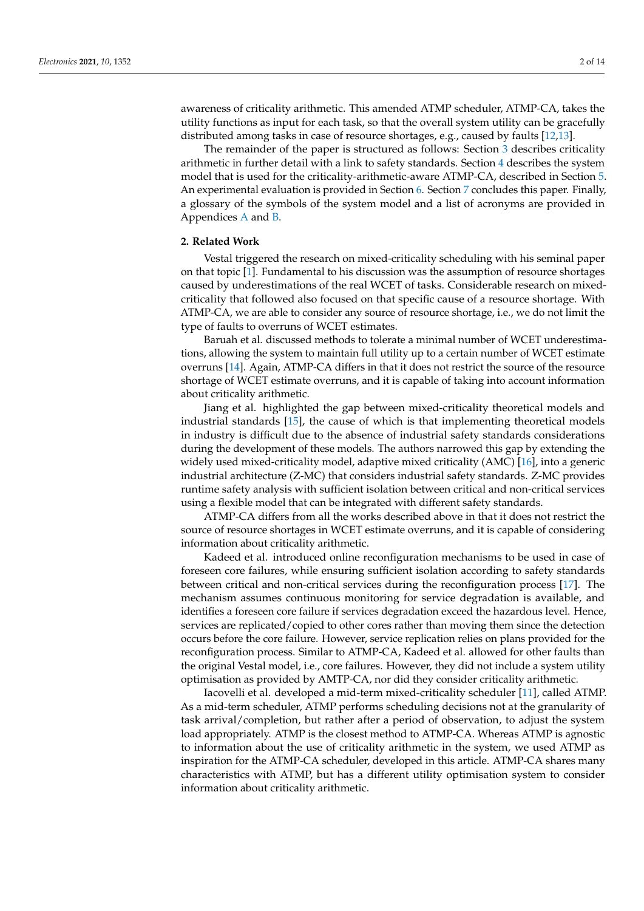awareness of criticality arithmetic. This amended ATMP scheduler, ATMP-CA, takes the utility functions as input for each task, so that the overall system utility can be gracefully distributed among tasks in case of resource shortages, e.g., caused by faults [12,13].

The remainder of the paper is structured as follows: Section 3 describes criticality arithmetic in further detail with a link to safety standards. Section 4 describes the system model that is used for the criticality-arithmetic-aware ATMP-CA, described in Section 5. An experimental evaluation is provided in Section 6. Section 7 concludes this paper. Finally, a glossary of the symbols of the system model and a list of acronyms are provided in Appendices A and B.

## 2. Related Work

Vestal triggered the research on mixed-criticality scheduling with his seminal paper on that topic [1]. Fundamental to his discussion was the assumption of resource shortages caused by underestimations of the real WCET of tasks. Considerable research on mixed-criticality that followed also focused on that specific cause of a resource shortage. With ATMP-CA, we are able to consider any source of resource shortage, i.e., we do not limit the type of faults to overruns of WCET estimates.

Baruah et al. discussed methods to tolerate a minimal number of WCET underestimations, allowing the system to maintain full utility up to a certain number of WCET estimate overruns [14]. Again, ATMP-CA differs in that it does not restrict the source of the resource shortage of WCET estimate overruns, and it is capable of taking into account information about criticality arithmetic.

Jiang et al. highlighted the gap between mixed-criticality theoretical models and industrial standards [15], the cause of which is that implementing theoretical models in industry is difficult due to the absence of industrial safety standards considerations during the development of these models. The authors narrowed this gap by extending the widely used mixed-criticality model, adaptive mixed criticality (AMC) [16], into a generic industrial architecture (Z-MC) that considers industrial safety standards. Z-MC provides runtime safety analysis with sufficient isolation between critical and non-critical services using a flexible model that can be integrated with different safety standards.

ATMP-CA differs from all the works described above in that it does not restrict the source of resource shortages in WCET estimate overruns, and it is capable of considering information about criticality arithmetic.

Kadeed et al. introduced online reconfiguration mechanisms to be used in case of foreseen core failures, while ensuring sufficient isolation according to safety standards between critical and non-critical services during the reconfiguration process [17]. The mechanism assumes continuous monitoring for service degradation is available, and identifies a foreseen core failure if services degradation exceed the hazardous level. Hence, services are replicated/copied to other cores rather than moving them since the detection occurs before the core failure. However, service replication relies on plans provided for the reconfiguration process. Similar to ATMP-CA, Kadeed et al. allowed for other faults than the original Vestal model, i.e., core failures. However, they did not include a system utility optimisation as provided by AMTP-CA, nor did they consider criticality arithmetic.

Iacovelli et al. developed a mid-term mixed-criticality scheduler [11], called ATMP. As a mid-term scheduler, ATMP performs scheduling decisions not at the granularity of task arrival/completion, but rather after a period of observation, to adjust the system load appropriately. ATMP is the closest method to ATMP-CA. Whereas ATMP is agnostic to information about the use of criticality arithmetic in the system, we used ATMP as inspiration for the ATMP-CA scheduler, developed in this article. ATMP-CA shares many characteristics with ATMP, but has a different utility optimisation system to consider information about criticality arithmetic.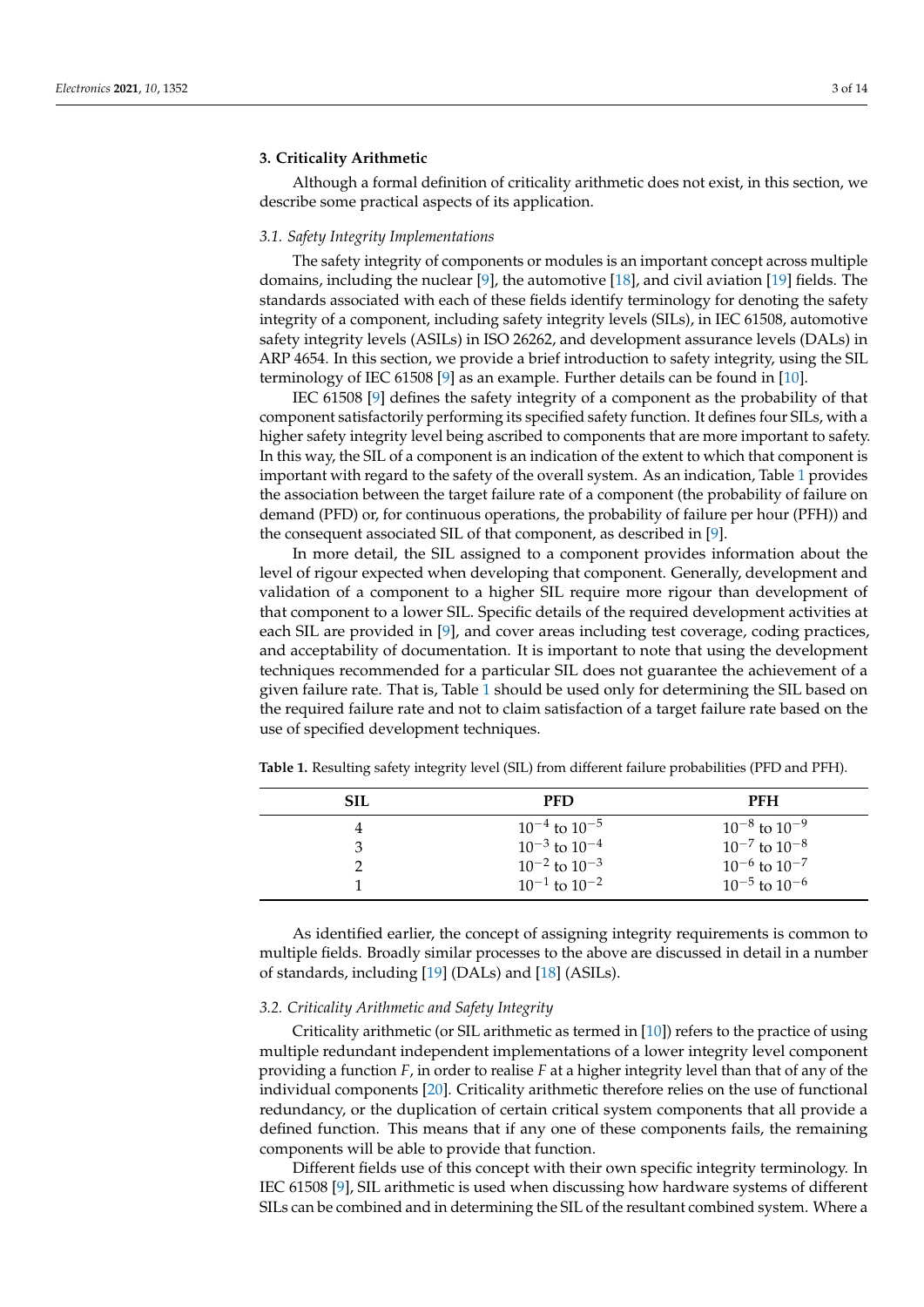## 3. Criticality Arithmetic

Although a formal definition of criticality arithmetic does not exist, in this section, we describe some practical aspects of its application.

### *3.1. Safety Integrity Implementations*

The safety integrity of components or modules is an important concept across multiple domains, including the nuclear [9], the automotive [18], and civil aviation [19] fields. The standards associated with each of these fields identify terminology for denoting the safety integrity of a component, including safety integrity levels (SILs), in IEC 61508, automotive safety integrity levels (ASILs) in ISO 26262, and development assurance levels (DALs) in ARP 4654. In this section, we provide a brief introduction to safety integrity, using the SIL terminology of IEC 61508 [9] as an example. Further details can be found in [10].

IEC 61508 [9] defines the safety integrity of a component as the probability of that component satisfactorily performing its specified safety function. It defines four SILs, with a higher safety integrity level being ascribed to components that are more important to safety. In this way, the SIL of a component is an indication of the extent to which that component is important with regard to the safety of the overall system. As an indication, Table 1 provides the association between the target failure rate of a component (the probability of failure on demand (PFD) or, for continuous operations, the probability of failure per hour (PFH)) and the consequent associated SIL of that component, as described in [9].

In more detail, the SIL assigned to a component provides information about the level of rigour expected when developing that component. Generally, development and validation of a component to a higher SIL require more rigour than development of that component to a lower SIL. Specific details of the required development activities at each SIL are provided in [9], and cover areas including test coverage, coding practices, and acceptability of documentation. It is important to note that using the development techniques recommended for a particular SIL does not guarantee the achievement of a given failure rate. That is, Table 1 should be used only for determining the SIL based on the required failure rate and not to claim satisfaction of a target failure rate based on the use of specified development techniques.

**Table 1.** Resulting safety integrity level (SIL) from different failure probabilities (PFD and PFH).

| SIL | PFD | PFH |
|---|---|---|
| 4 | $10^{-4}$ to $10^{-5}$ | $10^{-8}$ to $10^{-9}$ |
| 3 | $10^{-3}$ to $10^{-4}$ | $10^{-7}$ to $10^{-8}$ |
| 2 | $10^{-2}$ to $10^{-3}$ | $10^{-6}$ to $10^{-7}$ |
| 1 | $10^{-1}$ to $10^{-2}$ | $10^{-5}$ to $10^{-6}$ |

As identified earlier, the concept of assigning integrity requirements is common to multiple fields. Broadly similar processes to the above are discussed in detail in a number of standards, including [19] (DALs) and [18] (ASILs).

### *3.2. Criticality Arithmetic and Safety Integrity*

Criticality arithmetic (or SIL arithmetic as termed in [10]) refers to the practice of using multiple redundant independent implementations of a lower integrity level component providing a function *F*, in order to realise *F* at a higher integrity level than that of any of the individual components [20]. Criticality arithmetic therefore relies on the use of functional redundancy, or the duplication of certain critical system components that all provide a defined function. This means that if any one of these components fails, the remaining components will be able to provide that function.

Different fields use of this concept with their own specific integrity terminology. In IEC 61508 [9], SIL arithmetic is used when discussing how hardware systems of different SILs can be combined and in determining the SIL of the resultant combined system. Where a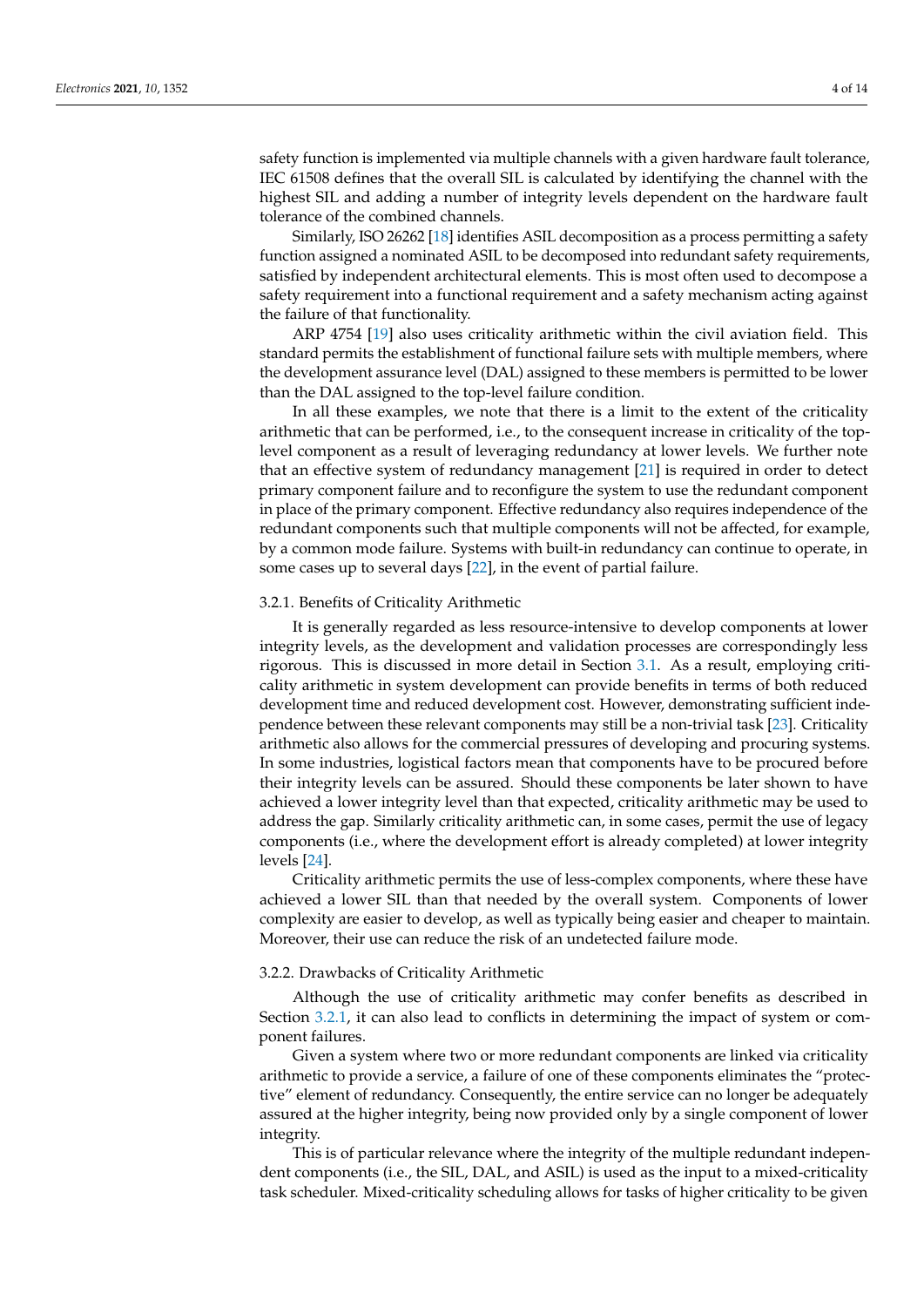safety function is implemented via multiple channels with a given hardware fault tolerance, IEC 61508 defines that the overall SIL is calculated by identifying the channel with the highest SIL and adding a number of integrity levels dependent on the hardware fault tolerance of the combined channels.

Similarly, ISO 26262 [18] identifies ASIL decomposition as a process permitting a safety function assigned a nominated ASIL to be decomposed into redundant safety requirements, satisfied by independent architectural elements. This is most often used to decompose a safety requirement into a functional requirement and a safety mechanism acting against the failure of that functionality.

ARP 4754 [19] also uses criticality arithmetic within the civil aviation field. This standard permits the establishment of functional failure sets with multiple members, where the development assurance level (DAL) assigned to these members is permitted to be lower than the DAL assigned to the top-level failure condition.

In all these examples, we note that there is a limit to the extent of the criticality arithmetic that can be performed, i.e., to the consequent increase in criticality of the top-level component as a result of leveraging redundancy at lower levels. We further note that an effective system of redundancy management [21] is required in order to detect primary component failure and to reconfigure the system to use the redundant component in place of the primary component. Effective redundancy also requires independence of the redundant components such that multiple components will not be affected, for example, by a common mode failure. Systems with built-in redundancy can continue to operate, in some cases up to several days [22], in the event of partial failure.

#### 3.2.1. Benefits of Criticality Arithmetic

It is generally regarded as less resource-intensive to develop components at lower integrity levels, as the development and validation processes are correspondingly less rigorous. This is discussed in more detail in Section 3.1. As a result, employing criticality arithmetic in system development can provide benefits in terms of both reduced development time and reduced development cost. However, demonstrating sufficient independence between these relevant components may still be a non-trivial task [23]. Criticality arithmetic also allows for the commercial pressures of developing and procuring systems. In some industries, logistical factors mean that components have to be procured before their integrity levels can be assured. Should these components be later shown to have achieved a lower integrity level than that expected, criticality arithmetic may be used to address the gap. Similarly criticality arithmetic can, in some cases, permit the use of legacy components (i.e., where the development effort is already completed) at lower integrity levels [24].

Criticality arithmetic permits the use of less-complex components, where these have achieved a lower SIL than that needed by the overall system. Components of lower complexity are easier to develop, as well as typically being easier and cheaper to maintain. Moreover, their use can reduce the risk of an undetected failure mode.

#### 3.2.2. Drawbacks of Criticality Arithmetic

Although the use of criticality arithmetic may confer benefits as described in Section 3.2.1, it can also lead to conflicts in determining the impact of system or component failures.

Given a system where two or more redundant components are linked via criticality arithmetic to provide a service, a failure of one of these components eliminates the "protective" element of redundancy. Consequently, the entire service can no longer be adequately assured at the higher integrity, being now provided only by a single component of lower integrity.

This is of particular relevance where the integrity of the multiple redundant independent components (i.e., the SIL, DAL, and ASIL) is used as the input to a mixed-criticality task scheduler. Mixed-criticality scheduling allows for tasks of higher criticality to be given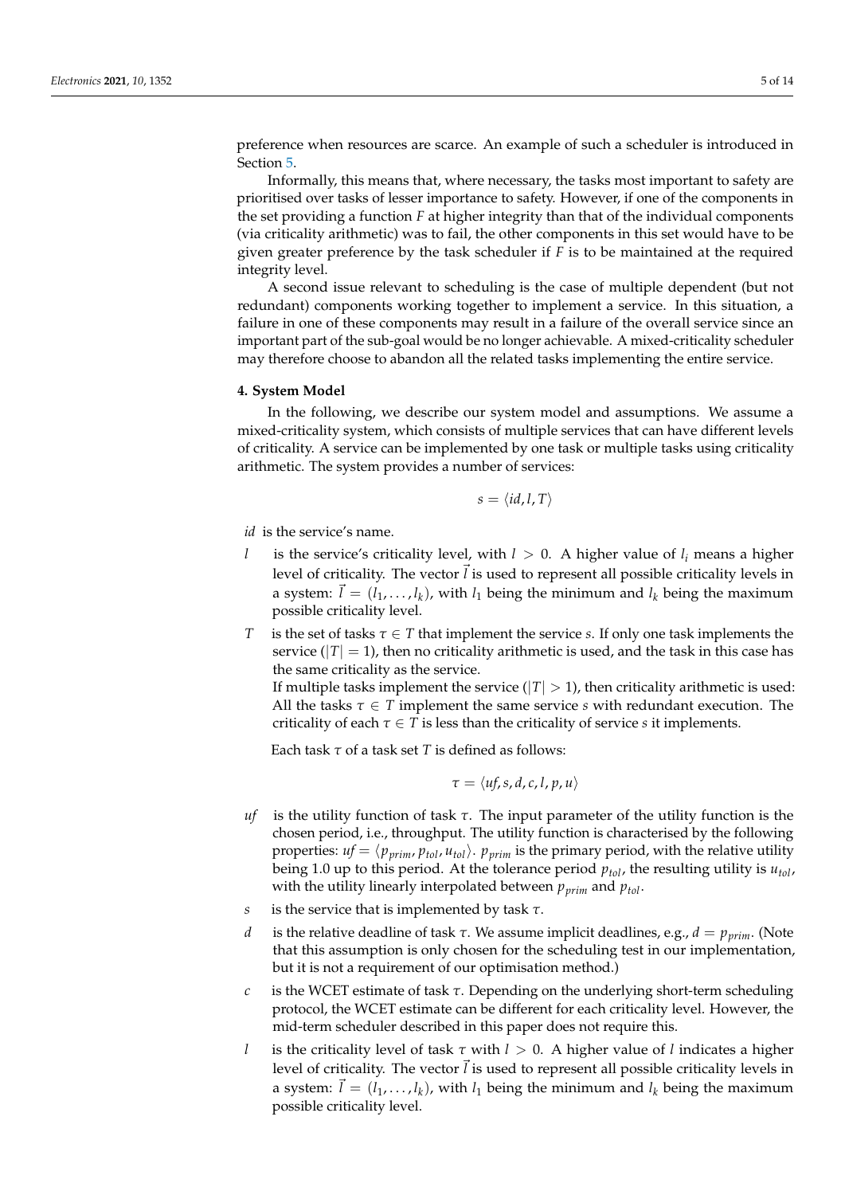preference when resources are scarce. An example of such a scheduler is introduced in Section 5.

Informally, this means that, where necessary, the tasks most important to safety are prioritised over tasks of lesser importance to safety. However, if one of the components in the set providing a function $F$ at higher integrity than that of the individual components (via criticality arithmetic) was to fail, the other components in this set would have to be given greater preference by the task scheduler if $F$ is to be maintained at the required integrity level.

A second issue relevant to scheduling is the case of multiple dependent (but not redundant) components working together to implement a service. In this situation, a failure in one of these components may result in a failure of the overall service since an important part of the sub-goal would be no longer achievable. A mixed-criticality scheduler may therefore choose to abandon all the related tasks implementing the entire service.

## 4. System Model

In the following, we describe our system model and assumptions. We assume a mixed-criticality system, which consists of multiple services that can have different levels of criticality. A service can be implemented by one task or multiple tasks using criticality arithmetic. The system provides a number of services:

$$s = \langle id, l, T \rangle$$

- $id$ is the service's name.
- $l$ is the service's criticality level, with $l > 0$. A higher value of $l_i$ means a higher level of criticality. The vector $\vec{l}$ is used to represent all possible criticality levels in a system: $\vec{l} = (l_1, \ldots, l_k)$, with $l_1$ being the minimum and $l_k$ being the maximum possible criticality level.
- $T$ is the set of tasks $\tau \in T$ that implement the service $s$. If only one task implements the service ($|T| = 1$), then no criticality arithmetic is used, and the task in this case has the same criticality as the service.

  If multiple tasks implement the service ($|T| > 1$), then criticality arithmetic is used: All the tasks $\tau \in T$ implement the same service $s$ with redundant execution. The criticality of each $\tau \in T$ is less than the criticality of service $s$ it implements.

Each task $\tau$ of a task set $T$ is defined as follows:

$$\tau = \langle uf, s, d, c, l, p, u \rangle$$

- $uf$ is the utility function of task $\tau$. The input parameter of the utility function is the chosen period, i.e., throughput. The utility function is characterised by the following properties: $uf = \langle p_{prim}, p_{tol}, u_{tol} \rangle$. $p_{prim}$ is the primary period, with the relative utility being 1.0 up to this period. At the tolerance period $p_{tol}$, the resulting utility is $u_{tol}$, with the utility linearly interpolated between $p_{prim}$ and $p_{tol}$.
- $s$ is the service that is implemented by task $\tau$.
- $d$ is the relative deadline of task $\tau$. We assume implicit deadlines, e.g., $d = p_{prim}$. (Note that this assumption is only chosen for the scheduling test in our implementation, but it is not a requirement of our optimisation method.)
- $c$ is the WCET estimate of task $\tau$. Depending on the underlying short-term scheduling protocol, the WCET estimate can be different for each criticality level. However, the mid-term scheduler described in this paper does not require this.
- $l$ is the criticality level of task $\tau$ with $l > 0$. A higher value of $l$ indicates a higher level of criticality. The vector $\vec{l}$ is used to represent all possible criticality levels in a system: $\vec{l} = (l_1, \ldots, l_k)$, with $l_1$ being the minimum and $l_k$ being the maximum possible criticality level.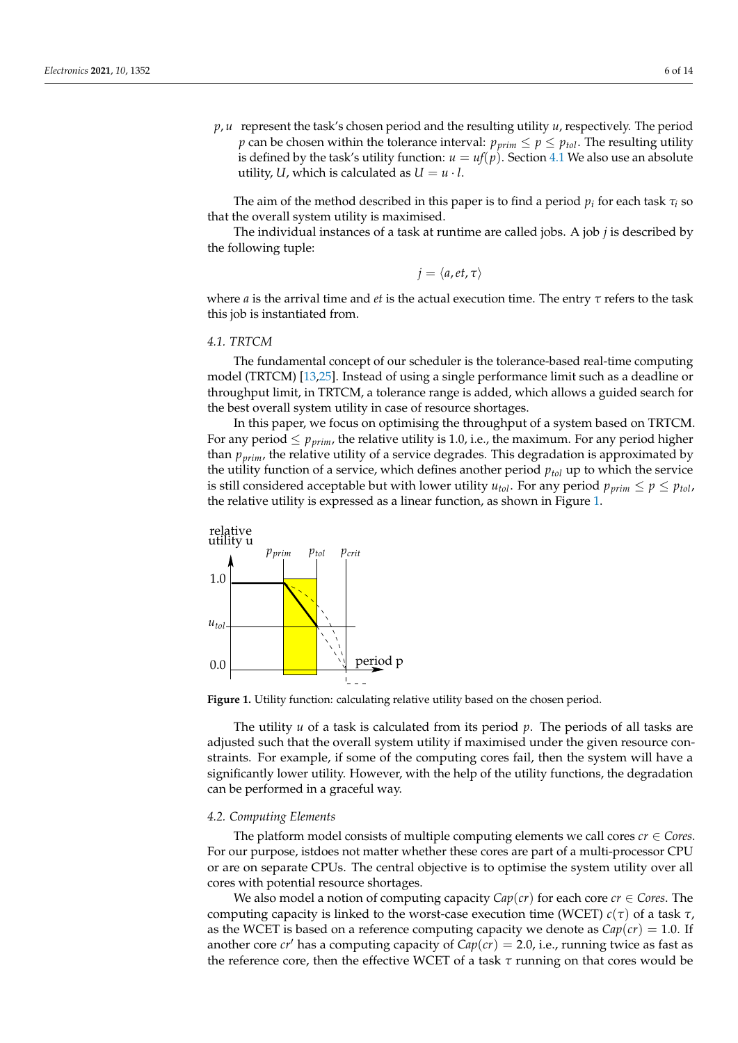$p, u$ represent the task's chosen period and the resulting utility $u$, respectively. The period $p$ can be chosen within the tolerance interval: $p_{prim} \leq p \leq p_{tol}$. The resulting utility is defined by the task's utility function: $u = uf(p)$. Section 4.1 We also use an absolute utility, $U$, which is calculated as $U = u \cdot l$.

The aim of the method described in this paper is to find a period $p_i$ for each task $\tau_i$ so that the overall system utility is maximised.

The individual instances of a task at runtime are called jobs. A job $j$ is described by the following tuple:

$$j = \langle a, et, \tau \rangle$$

where $a$ is the arrival time and $et$ is the actual execution time. The entry $\tau$ refers to the task this job is instantiated from.

### 4.1. TRTCM

The fundamental concept of our scheduler is the tolerance-based real-time computing model (TRTCM) [13,25]. Instead of using a single performance limit such as a deadline or throughput limit, in TRTCM, a tolerance range is added, which allows a guided search for the best overall system utility in case of resource shortages.

In this paper, we focus on optimising the throughput of a system based on TRTCM. For any period $\leq p_{prim}$, the relative utility is 1.0, i.e., the maximum. For any period higher than $p_{prim}$, the relative utility of a service degrades. This degradation is approximated by the utility function of a service, which defines another period $p_{tol}$ up to which the service is still considered acceptable but with lower utility $u_{tol}$. For any period $p_{prim} \leq p \leq p_{tol}$, the relative utility is expressed as a linear function, as shown in Figure 1.

Figure 1. Utility function: calculating relative utility based on the chosen period.

The utility $u$ of a task is calculated from its period $p$. The periods of all tasks are adjusted such that the overall system utility if maximised under the given resource constraints. For example, if some of the computing cores fail, then the system will have a significantly lower utility. However, with the help of the utility functions, the degradation can be performed in a graceful way.

### 4.2. Computing Elements

The platform model consists of multiple computing elements we call cores $cr \in Cores$. For our purpose, istdoes not matter whether these cores are part of a multi-processor CPU or are on separate CPUs. The central objective is to optimise the system utility over all cores with potential resource shortages.

We also model a notion of computing capacity $Cap(cr)$ for each core $cr \in Cores$. The computing capacity is linked to the worst-case execution time (WCET) $c(\tau)$ of a task $\tau$, as the WCET is based on a reference computing capacity we denote as $Cap(cr) = 1.0$. If another core $cr'$ has a computing capacity of $Cap(cr) = 2.0$, i.e., running twice as fast as the reference core, then the effective WCET of a task $\tau$ running on that cores would be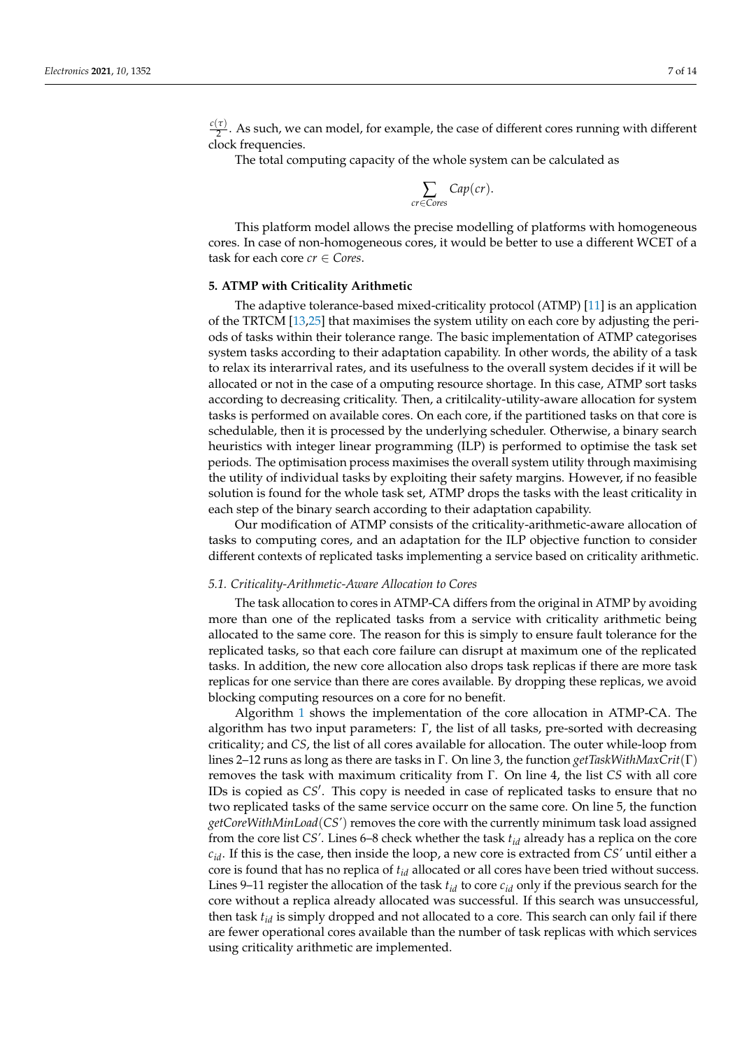$\frac{c(\tau)}{2}$. As such, we can model, for example, the case of different cores running with different clock frequencies.

The total computing capacity of the whole system can be calculated as

$$\sum_{cr \in Cores} Cap(cr).$$

This platform model allows the precise modelling of platforms with homogeneous cores. In case of non-homogeneous cores, it would be better to use a different WCET of a task for each core $cr \in Cores$.

## 5. ATMP with Criticality Arithmetic

The adaptive tolerance-based mixed-criticality protocol (ATMP) [11] is an application of the TRTCM [13,25] that maximises the system utility on each core by adjusting the periods of tasks within their tolerance range. The basic implementation of ATMP categorises system tasks according to their adaptation capability. In other words, the ability of a task to relax its interarrival rates, and its usefulness to the overall system decides if it will be allocated or not in the case of a omputing resource shortage. In this case, ATMP sort tasks according to decreasing criticality. Then, a critilcality-utility-aware allocation for system tasks is performed on available cores. On each core, if the partitioned tasks on that core is schedulable, then it is processed by the underlying scheduler. Otherwise, a binary search heuristics with integer linear programming (ILP) is performed to optimise the task set periods. The optimisation process maximises the overall system utility through maximising the utility of individual tasks by exploiting their safety margins. However, if no feasible solution is found for the whole task set, ATMP drops the tasks with the least criticality in each step of the binary search according to their adaptation capability.

Our modification of ATMP consists of the criticality-arithmetic-aware allocation of tasks to computing cores, and an adaptation for the ILP objective function to consider different contexts of replicated tasks implementing a service based on criticality arithmetic.

### 5.1. Criticality-Arithmetic-Aware Allocation to Cores

The task allocation to cores in ATMP-CA differs from the original in ATMP by avoiding more than one of the replicated tasks from a service with criticality arithmetic being allocated to the same core. The reason for this is simply to ensure fault tolerance for the replicated tasks, so that each core failure can disrupt at maximum one of the replicated tasks. In addition, the new core allocation also drops task replicas if there are more task replicas for one service than there are cores available. By dropping these replicas, we avoid blocking computing resources on a core for no benefit.

Algorithm 1 shows the implementation of the core allocation in ATMP-CA. The algorithm has two input parameters: $\Gamma$, the list of all tasks, pre-sorted with decreasing criticality; and *CS*, the list of all cores available for allocation. The outer while-loop from lines 2–12 runs as long as there are tasks in $\Gamma$. On line 3, the function *getTaskWithMaxCrit*$(\Gamma)$ removes the task with maximum criticality from $\Gamma$. On line 4, the list *CS* with all core IDs is copied as $CS'$. This copy is needed in case of replicated tasks to ensure that no two replicated tasks of the same service occurr on the same core. On line 5, the function *getCoreWithMinLoad*$(CS')$ removes the core with the currently minimum task load assigned from the core list $CS'$. Lines 6–8 check whether the task $t_{id}$ already has a replica on the core $c_{id}$. If this is the case, then inside the loop, a new core is extracted from $CS'$ until either a core is found that has no replica of $t_{id}$ allocated or all cores have been tried without success. Lines 9–11 register the allocation of the task $t_{id}$ to core $c_{id}$ only if the previous search for the core without a replica already allocated was successful. If this search was unsuccessful, then task $t_{id}$ is simply dropped and not allocated to a core. This search can only fail if there are fewer operational cores available than the number of task replicas with which services using criticality arithmetic are implemented.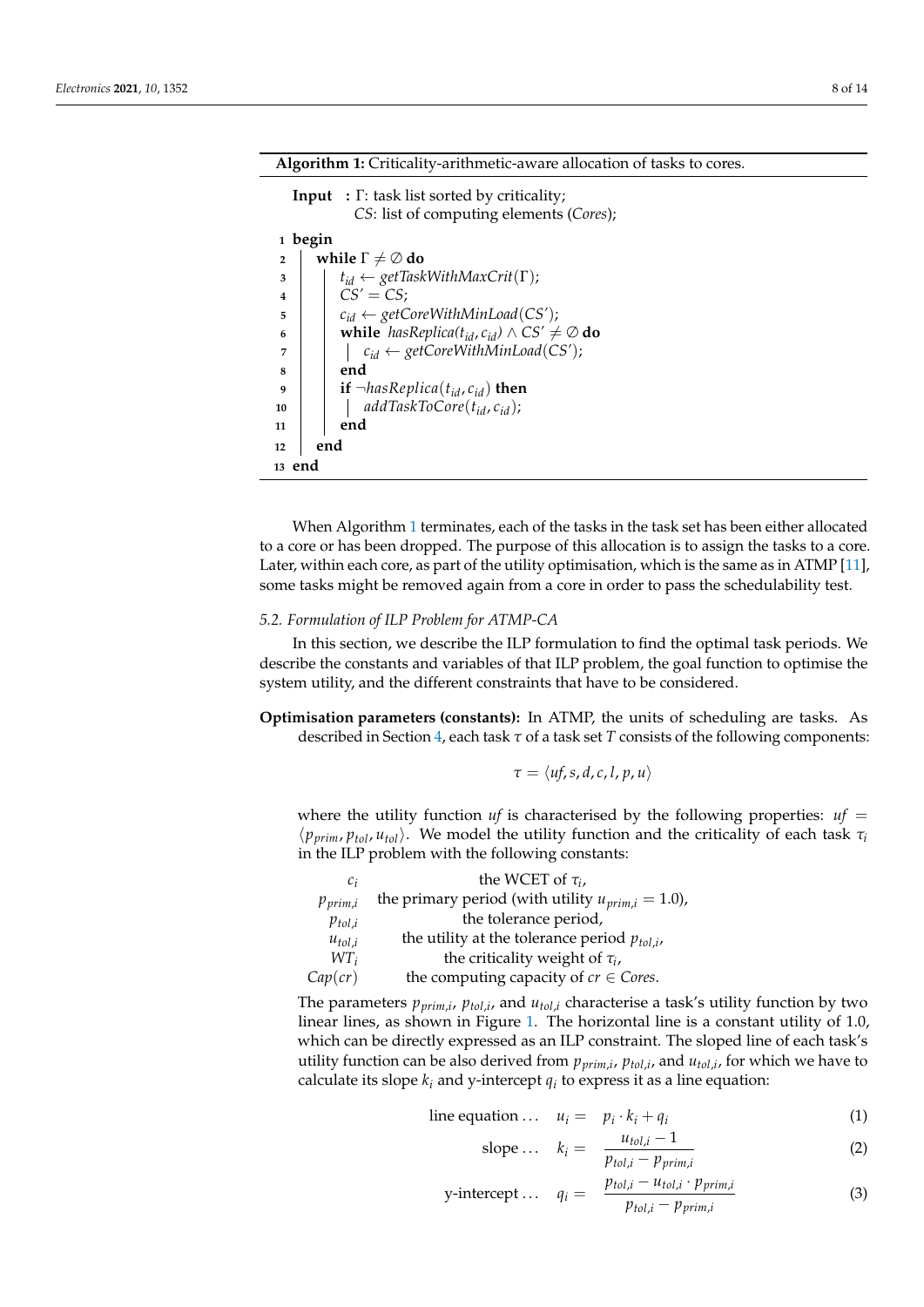**Algorithm 1:** Criticality-arithmetic-aware allocation of tasks to cores.

```
Input : Γ: task list sorted by criticality;
        CS: list of computing elements (Cores);
1  begin
2      while Γ ≠ ∅ do
3          t_id ← getTaskWithMaxCrit(Γ);
4          CS' = CS;
5          c_id ← getCoreWithMinLoad(CS');
6          while hasReplica(t_id, c_id) ∧ CS' ≠ ∅ do
7              c_id ← getCoreWithMinLoad(CS');
8          end
9          if ¬hasReplica(t_id, c_id) then
10             addTaskToCore(t_id, c_id);
11         end
12     end
13 end
```

When Algorithm 1 terminates, each of the tasks in the task set has been either allocated to a core or has been dropped. The purpose of this allocation is to assign the tasks to a core. Later, within each core, as part of the utility optimisation, which is the same as in ATMP [11], some tasks might be removed again from a core in order to pass the schedulability test.

### 5.2. Formulation of ILP Problem for ATMP-CA

In this section, we describe the ILP formulation to find the optimal task periods. We describe the constants and variables of that ILP problem, the goal function to optimise the system utility, and the different constraints that have to be considered.

**Optimisation parameters (constants):** In ATMP, the units of scheduling are tasks. As described in Section 4, each task $\tau$ of a task set $T$ consists of the following components:

$$\tau = \langle uf, s, d, c, l, p, u \rangle$$

where the utility function $uf$ is characterised by the following properties: $uf = \langle p_{prim}, p_{tol}, u_{tol} \rangle$. We model the utility function and the criticality of each task $\tau_i$ in the ILP problem with the following constants:

| | |
|---|---|
| $c_i$ | the WCET of $\tau_i$, |
| $p_{prim,i}$ | the primary period (with utility $u_{prim,i} = 1.0$), |
| $p_{tol,i}$ | the tolerance period, |
| $u_{tol,i}$ | the utility at the tolerance period $p_{tol,i}$, |
| $WT_i$ | the criticality weight of $\tau_i$, |
| $Cap(cr)$ | the computing capacity of $cr \in Cores$. |

The parameters $p_{prim,i}$, $p_{tol,i}$, and $u_{tol,i}$ characterise a task's utility function by two linear lines, as shown in Figure 1. The horizontal line is a constant utility of 1.0, which can be directly expressed as an ILP constraint. The sloped line of each task's utility function can be also derived from $p_{prim,i}$, $p_{tol,i}$, and $u_{tol,i}$, for which we have to calculate its slope $k_i$ and y-intercept $q_i$ to express it as a line equation:

$$\text{line equation} \ldots \quad u_i = \quad p_i \cdot k_i + q_i \tag{1}$$

$$\text{slope} \ldots \quad k_i = \quad \frac{u_{tol,i} - 1}{p_{tol,i} - p_{prim,i}} \tag{2}$$

$$\text{y-intercept} \ldots \quad q_i = \quad \frac{p_{tol,i} - u_{tol,i} \cdot p_{prim,i}}{p_{tol,i} - p_{prim,i}} \tag{3}$$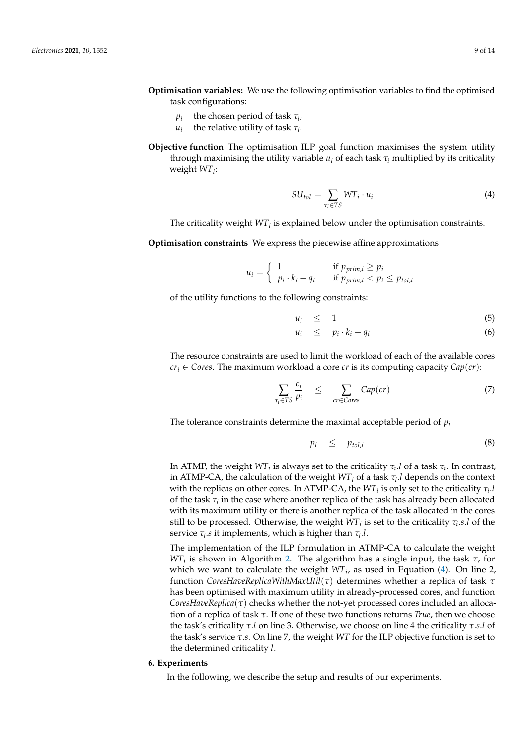**Optimisation variables:** We use the following optimisation variables to find the optimised task configurations:

$p_i$ the chosen period of task $\tau_i$,
$u_i$ the relative utility of task $\tau_i$.

**Objective function** The optimisation ILP goal function maximises the system utility through maximising the utility variable $u_i$ of each task $\tau_i$ multiplied by its criticality weight $WT_i$:

$$SU_{tol} = \sum_{\tau_i \in TS} WT_i \cdot u_i \tag{4}$$

The criticality weight $WT_i$ is explained below under the optimisation constraints.

**Optimisation constraints** We express the piecewise affine approximations

$$u_i = \begin{cases} 1 & \text{if } p_{prim,i} \geq p_i \\ p_i \cdot k_i + q_i & \text{if } p_{prim,i} < p_i \leq p_{tol,i} \end{cases}$$

of the utility functions to the following constraints:

$$u_i \leq 1 \tag{5}$$

$$u_i \leq p_i \cdot k_i + q_i \tag{6}$$

The resource constraints are used to limit the workload of each of the available cores $cr_i \in Cores$. The maximum workload a core $cr$ is its computing capacity $Cap(cr)$:

$$\sum_{\tau_i \in TS} \frac{c_i}{p_i} \leq \sum_{cr \in Cores} Cap(cr) \tag{7}$$

The tolerance constraints determine the maximal acceptable period of $p_i$

$$p_i \leq p_{tol,i} \tag{8}$$

In ATMP, the weight $WT_i$ is always set to the criticality $\tau_i.l$ of a task $\tau_i$. In contrast, in ATMP-CA, the calculation of the weight $WT_i$ of a task $\tau_i.l$ depends on the context with the replicas on other cores. In ATMP-CA, the $WT_i$ is only set to the criticality $\tau_i.l$ of the task $\tau_i$ in the case where another replica of the task has already been allocated with its maximum utility or there is another replica of the task allocated in the cores still to be processed. Otherwise, the weight $WT_i$ is set to the criticality $\tau_i.s.l$ of the service $\tau_i.s$ it implements, which is higher than $\tau_i.l$.

The implementation of the ILP formulation in ATMP-CA to calculate the weight $WT_i$ is shown in Algorithm 2. The algorithm has a single input, the task $\tau$, for which we want to calculate the weight $WT_i$, as used in Equation (4). On line 2, function *CoresHaveReplicaWithMaxUtil*($\tau$) determines whether a replica of task $\tau$ has been optimised with maximum utility in already-processed cores, and function *CoresHaveReplica*($\tau$) checks whether the not-yet processed cores included an allocation of a replica of task $\tau$. If one of these two functions returns *True*, then we choose the task's criticality $\tau.l$ on line 3. Otherwise, we choose on line 4 the criticality $\tau.s.l$ of the task's service $\tau.s$. On line 7, the weight $WT$ for the ILP objective function is set to the determined criticality $l$.

## 6. Experiments

In the following, we describe the setup and results of our experiments.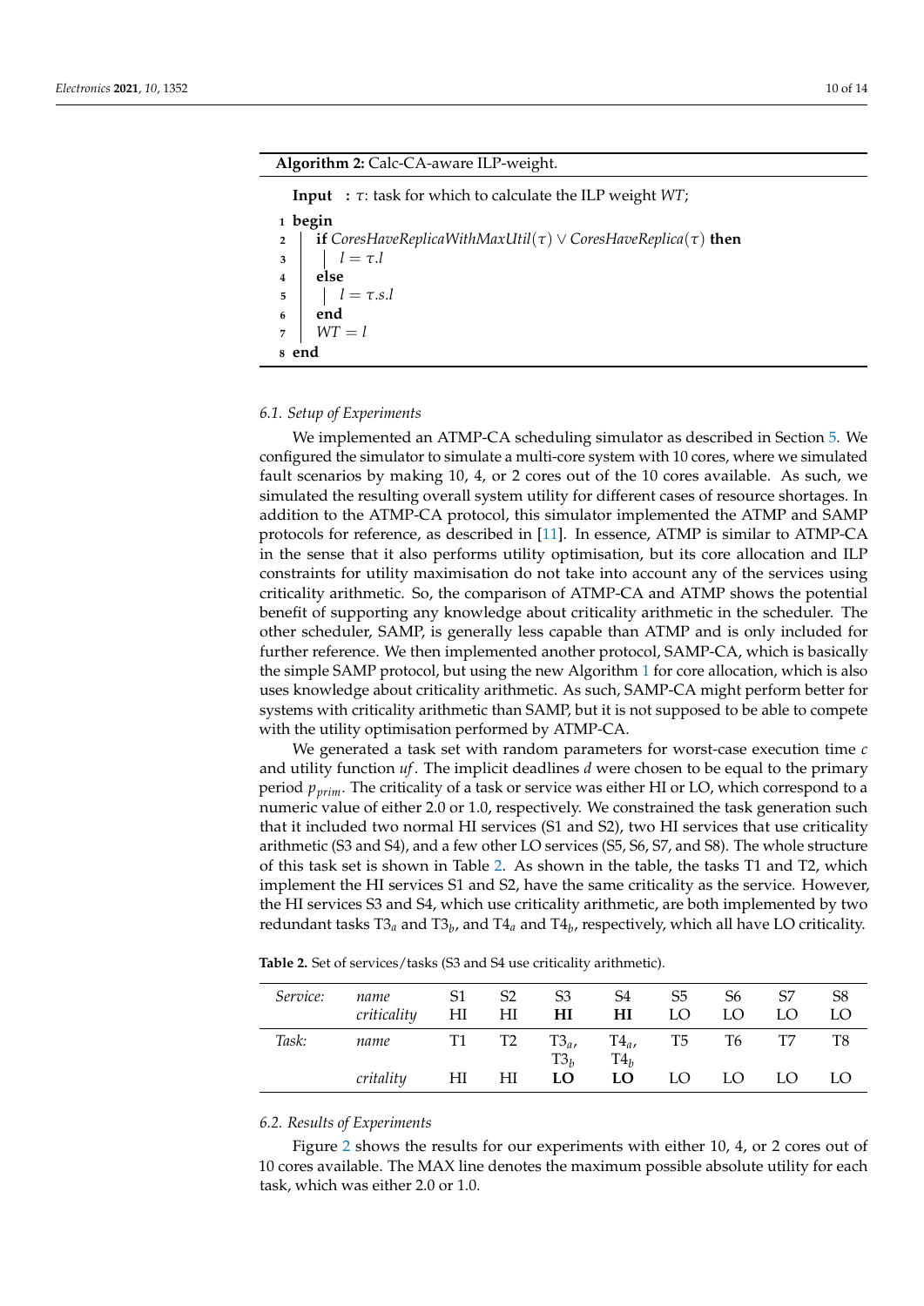**Algorithm 2:** Calc-CA-aware ILP-weight.

**Input :** $\tau$: task for which to calculate the ILP weight $WT$;

```
1 begin
2   if CoresHaveReplicaWithMaxUtil(τ) ∨ CoresHaveReplica(τ) then
3     l = τ.l
4   else
5     l = τ.s.l
6   end
7   WT = l
8 end
```

### 6.1. Setup of Experiments

We implemented an ATMP-CA scheduling simulator as described in Section 5. We configured the simulator to simulate a multi-core system with 10 cores, where we simulated fault scenarios by making 10, 4, or 2 cores out of the 10 cores available. As such, we simulated the resulting overall system utility for different cases of resource shortages. In addition to the ATMP-CA protocol, this simulator implemented the ATMP and SAMP protocols for reference, as described in [11]. In essence, ATMP is similar to ATMP-CA in the sense that it also performs utility optimisation, but its core allocation and ILP constraints for utility maximisation do not take into account any of the services using criticality arithmetic. So, the comparison of ATMP-CA and ATMP shows the potential benefit of supporting any knowledge about criticality arithmetic in the scheduler. The other scheduler, SAMP, is generally less capable than ATMP and is only included for further reference. We then implemented another protocol, SAMP-CA, which is basically the simple SAMP protocol, but using the new Algorithm 1 for core allocation, which is also uses knowledge about criticality arithmetic. As such, SAMP-CA might perform better for systems with criticality arithmetic than SAMP, but it is not supposed to be able to compete with the utility optimisation performed by ATMP-CA.

We generated a task set with random parameters for worst-case execution time $c$ and utility function $uf$. The implicit deadlines $d$ were chosen to be equal to the primary period $p_{prim}$. The criticality of a task or service was either HI or LO, which correspond to a numeric value of either 2.0 or 1.0, respectively. We constrained the task generation such that it included two normal HI services (S1 and S2), two HI services that use criticality arithmetic (S3 and S4), and a few other LO services (S5, S6, S7, and S8). The whole structure of this task set is shown in Table 2. As shown in the table, the tasks T1 and T2, which implement the HI services S1 and S2, have the same criticality as the service. However, the HI services S3 and S4, which use criticality arithmetic, are both implemented by two redundant tasks $T3_a$ and $T3_b$, and $T4_a$ and $T4_b$, respectively, which all have LO criticality.

**Table 2.** Set of services/tasks (S3 and S4 use criticality arithmetic).

| *Service:* | *name* | S1 | S2 | S3 | S4 | S5 | S6 | S7 | S8 |
|---|---|---|---|---|---|---|---|---|---|
| | *criticality* | HI | HI | **HI** | **HI** | LO | LO | LO | LO |
| *Task:* | *name* | T1 | T2 | $T3_a$, $T3_b$ | $T4_a$, $T4_b$ | T5 | T6 | T7 | T8 |
| | *critality* | HI | HI | **LO** | **LO** | LO | LO | LO | LO |

### 6.2. Results of Experiments

Figure 2 shows the results for our experiments with either 10, 4, or 2 cores out of 10 cores available. The MAX line denotes the maximum possible absolute utility for each task, which was either 2.0 or 1.0.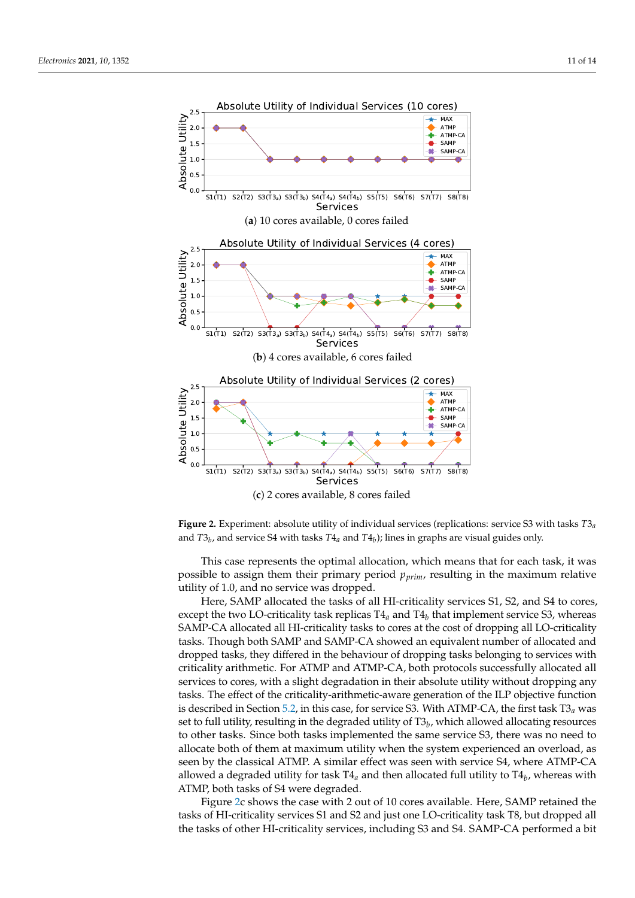(**a**) 10 cores available, 0 cores failed

(**b**) 4 cores available, 6 cores failed

(**c**) 2 cores available, 8 cores failed

**Figure 2.** Experiment: absolute utility of individual services (replications: service S3 with tasks $T3_a$ and $T3_b$, and service S4 with tasks $T4_a$ and $T4_b$); lines in graphs are visual guides only.

This case represents the optimal allocation, which means that for each task, it was possible to assign them their primary period $p_{prim}$, resulting in the maximum relative utility of 1.0, and no service was dropped.

Here, SAMP allocated the tasks of all HI-criticality services S1, S2, and S4 to cores, except the two LO-criticality task replicas $T4_a$ and $T4_b$ that implement service S3, whereas SAMP-CA allocated all HI-criticality tasks to cores at the cost of dropping all LO-criticality tasks. Though both SAMP and SAMP-CA showed an equivalent number of allocated and dropped tasks, they differed in the behaviour of dropping tasks belonging to services with criticality arithmetic. For ATMP and ATMP-CA, both protocols successfully allocated all services to cores, with a slight degradation in their absolute utility without dropping any tasks. The effect of the criticality-arithmetic-aware generation of the ILP objective function is described in Section 5.2, in this case, for service S3. With ATMP-CA, the first task $T3_a$ was set to full utility, resulting in the degraded utility of $T3_b$, which allowed allocating resources to other tasks. Since both tasks implemented the same service S3, there was no need to allocate both of them at maximum utility when the system experienced an overload, as seen by the classical ATMP. A similar effect was seen with service S4, where ATMP-CA allowed a degraded utility for task $T4_a$ and then allocated full utility to $T4_b$, whereas with ATMP, both tasks of S4 were degraded.

Figure 2c shows the case with 2 out of 10 cores available. Here, SAMP retained the tasks of HI-criticality services S1 and S2 and just one LO-criticality task T8, but dropped all the tasks of other HI-criticality services, including S3 and S4. SAMP-CA performed a bit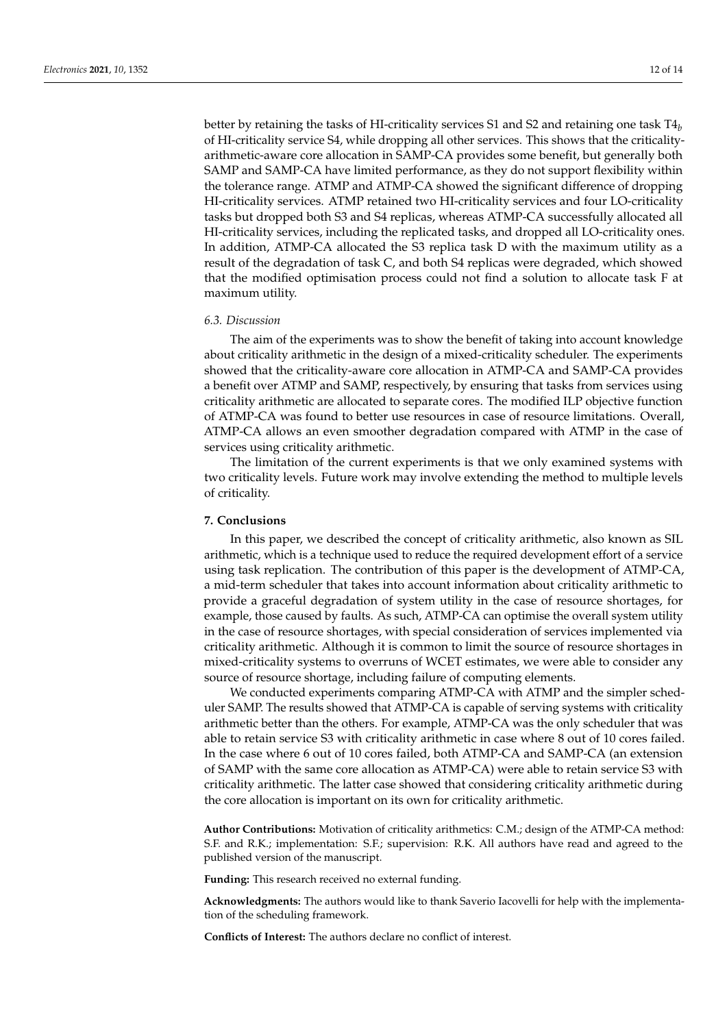better by retaining the tasks of HI-criticality services S1 and S2 and retaining one task $T4_b$ of HI-criticality service S4, while dropping all other services. This shows that the criticality-arithmetic-aware core allocation in SAMP-CA provides some benefit, but generally both SAMP and SAMP-CA have limited performance, as they do not support flexibility within the tolerance range. ATMP and ATMP-CA showed the significant difference of dropping HI-criticality services. ATMP retained two HI-criticality services and four LO-criticality tasks but dropped both S3 and S4 replicas, whereas ATMP-CA successfully allocated all HI-criticality services, including the replicated tasks, and dropped all LO-criticality ones. In addition, ATMP-CA allocated the S3 replica task D with the maximum utility as a result of the degradation of task C, and both S4 replicas were degraded, which showed that the modified optimisation process could not find a solution to allocate task F at maximum utility.

### *6.3. Discussion*

The aim of the experiments was to show the benefit of taking into account knowledge about criticality arithmetic in the design of a mixed-criticality scheduler. The experiments showed that the criticality-aware core allocation in ATMP-CA and SAMP-CA provides a benefit over ATMP and SAMP, respectively, by ensuring that tasks from services using criticality arithmetic are allocated to separate cores. The modified ILP objective function of ATMP-CA was found to better use resources in case of resource limitations. Overall, ATMP-CA allows an even smoother degradation compared with ATMP in the case of services using criticality arithmetic.

The limitation of the current experiments is that we only examined systems with two criticality levels. Future work may involve extending the method to multiple levels of criticality.

## **7. Conclusions**

In this paper, we described the concept of criticality arithmetic, also known as SIL arithmetic, which is a technique used to reduce the required development effort of a service using task replication. The contribution of this paper is the development of ATMP-CA, a mid-term scheduler that takes into account information about criticality arithmetic to provide a graceful degradation of system utility in the case of resource shortages, for example, those caused by faults. As such, ATMP-CA can optimise the overall system utility in the case of resource shortages, with special consideration of services implemented via criticality arithmetic. Although it is common to limit the source of resource shortages in mixed-criticality systems to overruns of WCET estimates, we were able to consider any source of resource shortage, including failure of computing elements.

We conducted experiments comparing ATMP-CA with ATMP and the simpler scheduler SAMP. The results showed that ATMP-CA is capable of serving systems with criticality arithmetic better than the others. For example, ATMP-CA was the only scheduler that was able to retain service S3 with criticality arithmetic in case where 8 out of 10 cores failed. In the case where 6 out of 10 cores failed, both ATMP-CA and SAMP-CA (an extension of SAMP with the same core allocation as ATMP-CA) were able to retain service S3 with criticality arithmetic. The latter case showed that considering criticality arithmetic during the core allocation is important on its own for criticality arithmetic.

**Author Contributions:** Motivation of criticality arithmetics: C.M.; design of the ATMP-CA method: S.F. and R.K.; implementation: S.F.; supervision: R.K. All authors have read and agreed to the published version of the manuscript.

**Funding:** This research received no external funding.

**Acknowledgments:** The authors would like to thank Saverio Iacovelli for help with the implementation of the scheduling framework.

**Conflicts of Interest:** The authors declare no conflict of interest.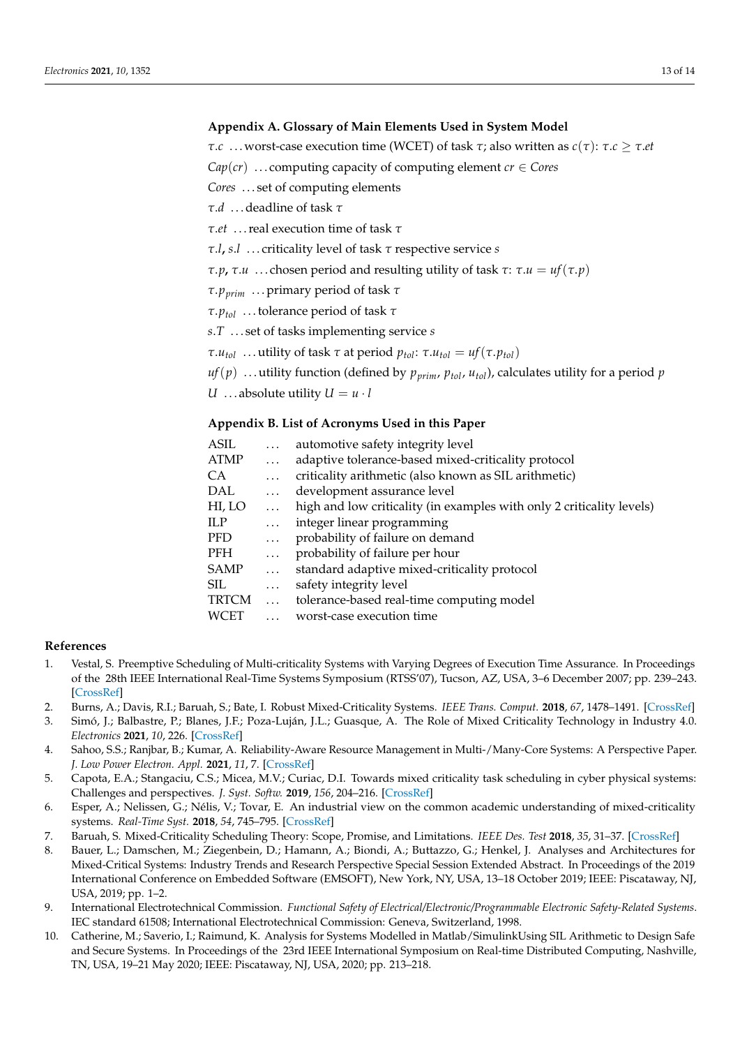## Appendix A. Glossary of Main Elements Used in System Model

$\tau.c$ ... worst-case execution time (WCET) of task $\tau$; also written as $c(\tau)$: $\tau.c \geq \tau.et$

$Cap(cr)$ ... computing capacity of computing element $cr \in Cores$

$Cores$ ... set of computing elements

$\tau.d$ ... deadline of task $\tau$

$\tau.et$ ... real execution time of task $\tau$

$\tau.l$**,** $s.l$ ... criticality level of task $\tau$ respective service $s$

$\tau.p$**,** $\tau.u$ ... chosen period and resulting utility of task $\tau$: $\tau.u = uf(\tau.p)$

$\tau.p_{prim}$ ... primary period of task $\tau$

$\tau.p_{tol}$ ... tolerance period of task $\tau$

$s.T$ ... set of tasks implementing service $s$

$\tau.u_{tol}$ ... utility of task $\tau$ at period $p_{tol}$: $\tau.u_{tol} = uf(\tau.p_{tol})$

$uf(p)$ ... utility function (defined by $p_{prim}$, $p_{tol}$, $u_{tol}$), calculates utility for a period $p$

$U$ ... absolute utility $U = u \cdot l$

## Appendix B. List of Acronyms Used in this Paper

| | | |
|---|---|---|
| ASIL | ... | automotive safety integrity level |
| ATMP | ... | adaptive tolerance-based mixed-criticality protocol |
| CA | ... | criticality arithmetic (also known as SIL arithmetic) |
| DAL | ... | development assurance level |
| HI, LO | ... | high and low criticality (in examples with only 2 criticality levels) |
| ILP | ... | integer linear programming |
| PFD | ... | probability of failure on demand |
| PFH | ... | probability of failure per hour |
| SAMP | ... | standard adaptive mixed-criticality protocol |
| SIL | ... | safety integrity level |
| TRTCM | ... | tolerance-based real-time computing model |
| WCET | ... | worst-case execution time |

## References

1. Vestal, S. Preemptive Scheduling of Multi-criticality Systems with Varying Degrees of Execution Time Assurance. In Proceedings of the 28th IEEE International Real-Time Systems Symposium (RTSS'07), Tucson, AZ, USA, 3–6 December 2007; pp. 239–243. [CrossRef]
2. Burns, A.; Davis, R.I.; Baruah, S.; Bate, I. Robust Mixed-Criticality Systems. *IEEE Trans. Comput.* **2018**, *67*, 1478–1491. [CrossRef]
3. Simó, J.; Balbastre, P.; Blanes, J.F.; Poza-Luján, J.L.; Guasque, A. The Role of Mixed Criticality Technology in Industry 4.0. *Electronics* **2021**, *10*, 226. [CrossRef]
4. Sahoo, S.S.; Ranjbar, B.; Kumar, A. Reliability-Aware Resource Management in Multi-/Many-Core Systems: A Perspective Paper. *J. Low Power Electron. Appl.* **2021**, *11*, 7. [CrossRef]
5. Capota, E.A.; Stangaciu, C.S.; Micea, M.V.; Curiac, D.I. Towards mixed criticality task scheduling in cyber physical systems: Challenges and perspectives. *J. Syst. Softw.* **2019**, *156*, 204–216. [CrossRef]
6. Esper, A.; Nelissen, G.; Nélis, V.; Tovar, E. An industrial view on the common academic understanding of mixed-criticality systems. *Real-Time Syst.* **2018**, *54*, 745–795. [CrossRef]
7. Baruah, S. Mixed-Criticality Scheduling Theory: Scope, Promise, and Limitations. *IEEE Des. Test* **2018**, *35*, 31–37. [CrossRef]
8. Bauer, L.; Damschen, M.; Ziegenbein, D.; Hamann, A.; Biondi, A.; Buttazzo, G.; Henkel, J. Analyses and Architectures for Mixed-Critical Systems: Industry Trends and Research Perspective Special Session Extended Abstract. In Proceedings of the 2019 International Conference on Embedded Software (EMSOFT), New York, NY, USA, 13–18 October 2019; IEEE: Piscataway, NJ, USA, 2019; pp. 1–2.
9. International Electrotechnical Commission. *Functional Safety of Electrical/Electronic/Programmable Electronic Safety-Related Systems*. IEC standard 61508; International Electrotechnical Commission: Geneva, Switzerland, 1998.
10. Catherine, M.; Saverio, I.; Raimund, K. Analysis for Systems Modelled in Matlab/SimulinkUsing SIL Arithmetic to Design Safe and Secure Systems. In Proceedings of the 23rd IEEE International Symposium on Real-time Distributed Computing, Nashville, TN, USA, 19–21 May 2020; IEEE: Piscataway, NJ, USA, 2020; pp. 213–218.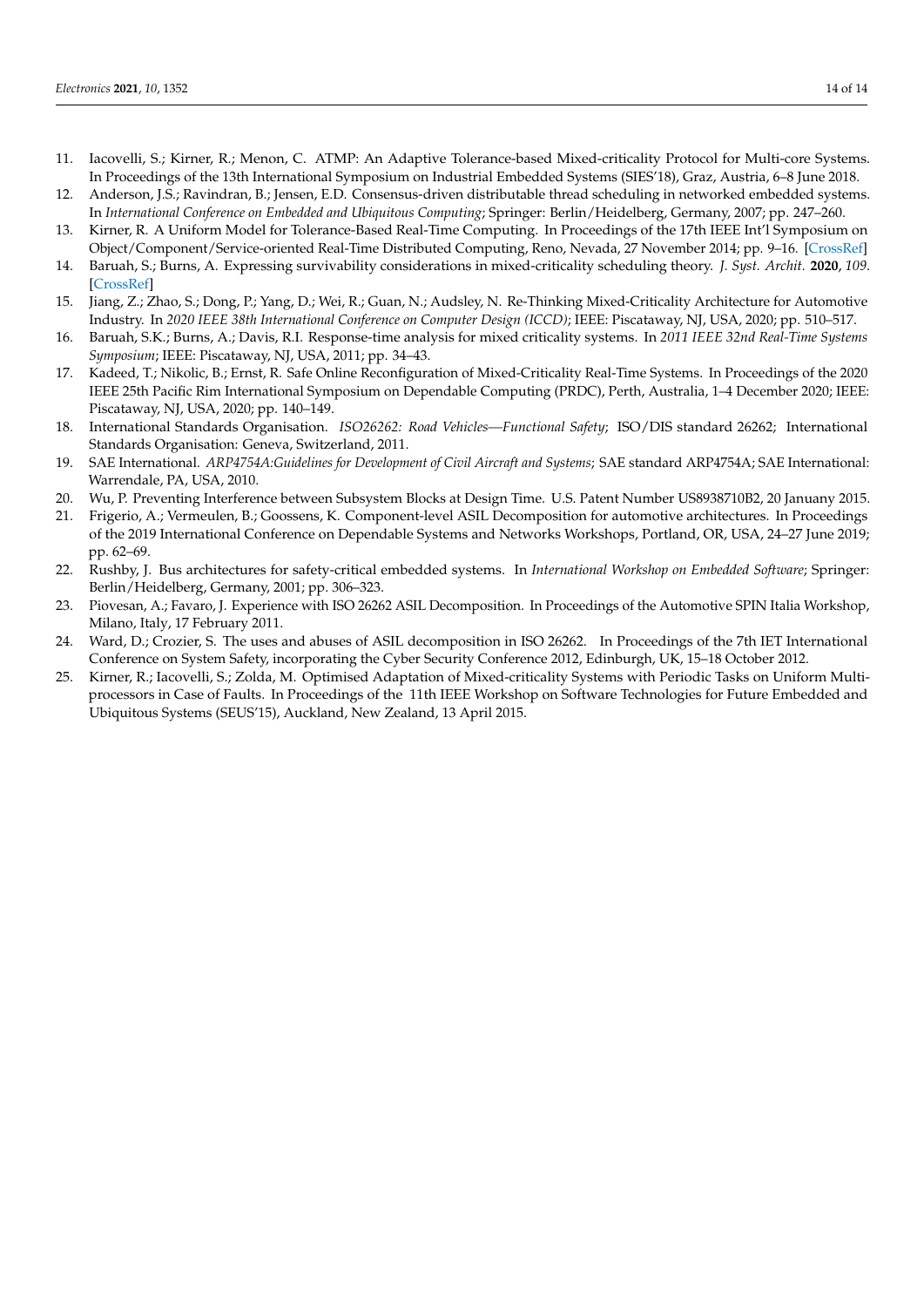11. Iacovelli, S.; Kirner, R.; Menon, C. ATMP: An Adaptive Tolerance-based Mixed-criticality Protocol for Multi-core Systems. In Proceedings of the 13th International Symposium on Industrial Embedded Systems (SIES'18), Graz, Austria, 6–8 June 2018.
12. Anderson, J.S.; Ravindran, B.; Jensen, E.D. Consensus-driven distributable thread scheduling in networked embedded systems. In *International Conference on Embedded and Ubiquitous Computing*; Springer: Berlin/Heidelberg, Germany, 2007; pp. 247–260.
13. Kirner, R. A Uniform Model for Tolerance-Based Real-Time Computing. In Proceedings of the 17th IEEE Int'l Symposium on Object/Component/Service-oriented Real-Time Distributed Computing, Reno, Nevada, 27 November 2014; pp. 9–16. [CrossRef]
14. Baruah, S.; Burns, A. Expressing survivability considerations in mixed-criticality scheduling theory. *J. Syst. Archit.* **2020**, *109*. [CrossRef]
15. Jiang, Z.; Zhao, S.; Dong, P.; Yang, D.; Wei, R.; Guan, N.; Audsley, N. Re-Thinking Mixed-Criticality Architecture for Automotive Industry. In *2020 IEEE 38th International Conference on Computer Design (ICCD)*; IEEE: Piscataway, NJ, USA, 2020; pp. 510–517.
16. Baruah, S.K.; Burns, A.; Davis, R.I. Response-time analysis for mixed criticality systems. In *2011 IEEE 32nd Real-Time Systems Symposium*; IEEE: Piscataway, NJ, USA, 2011; pp. 34–43.
17. Kadeed, T.; Nikolic, B.; Ernst, R. Safe Online Reconfiguration of Mixed-Criticality Real-Time Systems. In Proceedings of the 2020 IEEE 25th Pacific Rim International Symposium on Dependable Computing (PRDC), Perth, Australia, 1–4 December 2020; IEEE: Piscataway, NJ, USA, 2020; pp. 140–149.
18. International Standards Organisation. *ISO26262: Road Vehicles—Functional Safety*; ISO/DIS standard 26262; International Standards Organisation: Geneva, Switzerland, 2011.
19. SAE International. *ARP4754A:Guidelines for Development of Civil Aircraft and Systems*; SAE standard ARP4754A; SAE International: Warrendale, PA, USA, 2010.
20. Wu, P. Preventing Interference between Subsystem Blocks at Design Time. U.S. Patent Number US8938710B2, 20 Janunay 2015.
21. Frigerio, A.; Vermeulen, B.; Goossens, K. Component-level ASIL Decomposition for automotive architectures. In Proceedings of the 2019 International Conference on Dependable Systems and Networks Workshops, Portland, OR, USA, 24–27 June 2019; pp. 62–69.
22. Rushby, J. Bus architectures for safety-critical embedded systems. In *International Workshop on Embedded Software*; Springer: Berlin/Heidelberg, Germany, 2001; pp. 306–323.
23. Piovesan, A.; Favaro, J. Experience with ISO 26262 ASIL Decomposition. In Proceedings of the Automotive SPIN Italia Workshop, Milano, Italy, 17 February 2011.
24. Ward, D.; Crozier, S. The uses and abuses of ASIL decomposition in ISO 26262. In Proceedings of the 7th IET International Conference on System Safety, incorporating the Cyber Security Conference 2012, Edinburgh, UK, 15–18 October 2012.
25. Kirner, R.; Iacovelli, S.; Zolda, M. Optimised Adaptation of Mixed-criticality Systems with Periodic Tasks on Uniform Multiprocessors in Case of Faults. In Proceedings of the 11th IEEE Workshop on Software Technologies for Future Embedded and Ubiquitous Systems (SEUS'15), Auckland, New Zealand, 13 April 2015.